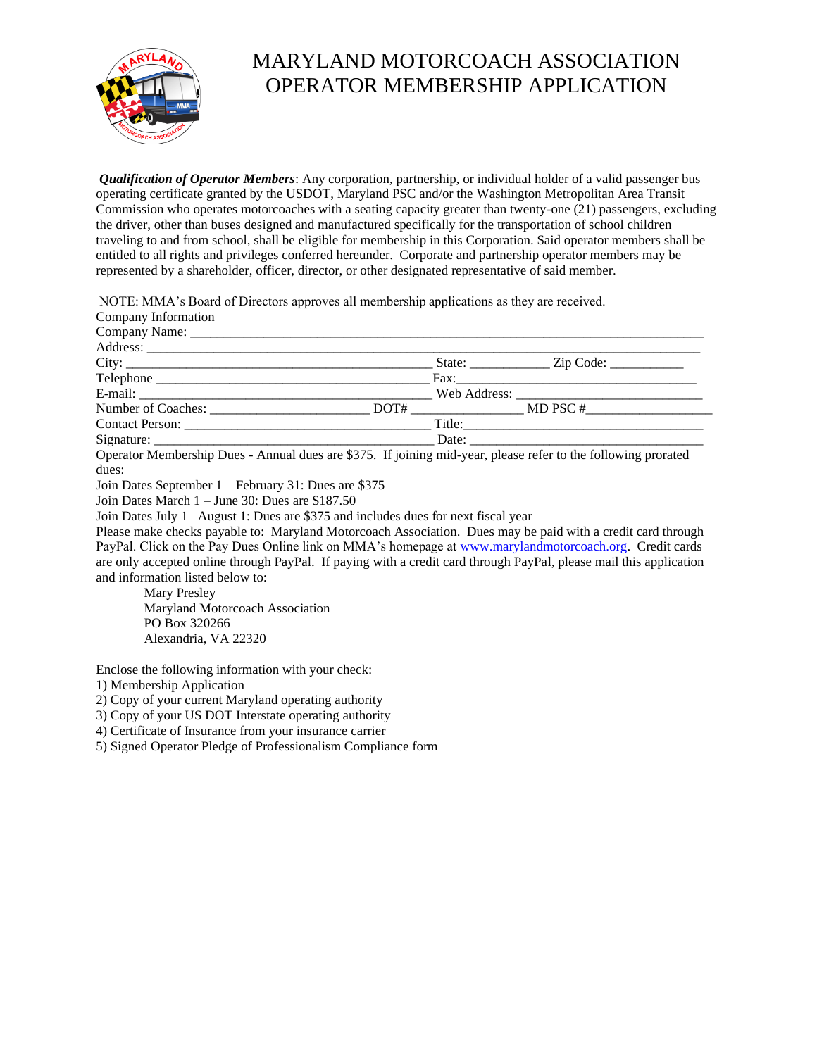# MARYLAND MOTORCOACH ASSOCIATION
# OPERATOR MEMBERSHIP APPLICATION

***Qualification of Operator Members***: Any corporation, partnership, or individual holder of a valid passenger bus operating certificate granted by the USDOT, Maryland PSC and/or the Washington Metropolitan Area Transit Commission who operates motorcoaches with a seating capacity greater than twenty-one (21) passengers, excluding the driver, other than buses designed and manufactured specifically for the transportation of school children traveling to and from school, shall be eligible for membership in this Corporation. Said operator members shall be entitled to all rights and privileges conferred hereunder. Corporate and partnership operator members may be represented by a shareholder, officer, director, or other designated representative of said member.

NOTE: MMA's Board of Directors approves all membership applications as they are received.

Company Information

Company Name: ____________________________________________________________________________

Address: ________________________________________________________________________________

City: ______________________________________________ State: ___________ Zip Code: ___________

Telephone ________________________________________ Fax:______________________________________

E-mail: ___________________________________________ Web Address: ___________________________

Number of Coaches: _______________________ DOT# ________________ MD PSC #__________________

Contact Person: ___________________________________ Title:_____________________________________

Signature: ________________________________________ Date: _____________________________________

Operator Membership Dues - Annual dues are $375. If joining mid-year, please refer to the following prorated dues:

Join Dates September 1 – February 31: Dues are $375

Join Dates March 1 – June 30: Dues are $187.50

Join Dates July 1 –August 1: Dues are $375 and includes dues for next fiscal year

Please make checks payable to: Maryland Motorcoach Association. Dues may be paid with a credit card through PayPal. Click on the Pay Dues Online link on MMA's homepage at www.marylandmotorcoach.org. Credit cards are only accepted online through PayPal. If paying with a credit card through PayPal, please mail this application and information listed below to:

Mary Presley
Maryland Motorcoach Association
PO Box 320266
Alexandria, VA 22320

Enclose the following information with your check:

1) Membership Application
2) Copy of your current Maryland operating authority
3) Copy of your US DOT Interstate operating authority
4) Certificate of Insurance from your insurance carrier
5) Signed Operator Pledge of Professionalism Compliance form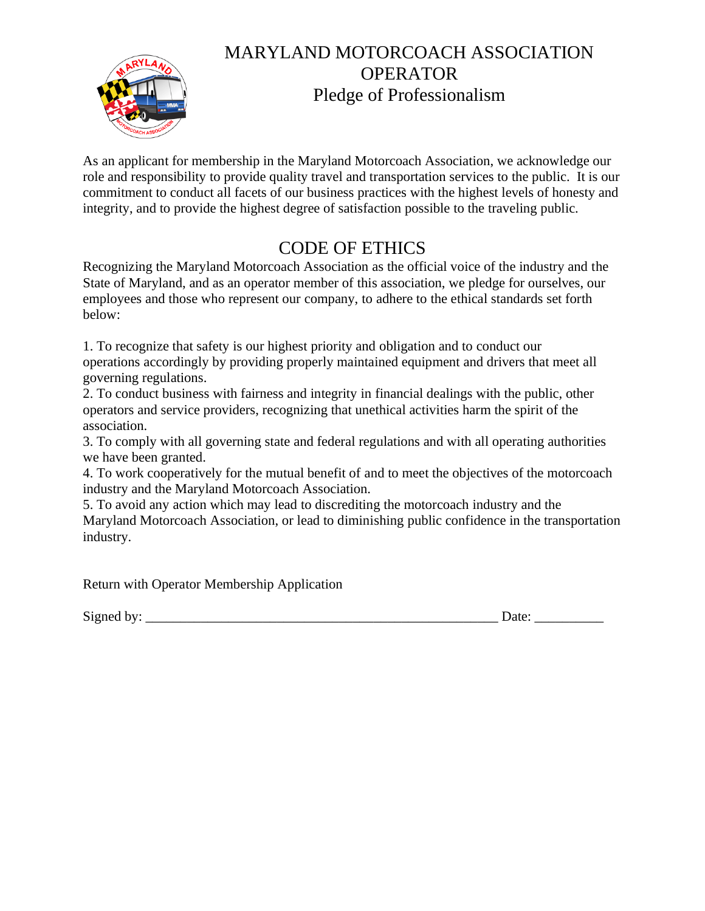# MARYLAND MOTORCOACH ASSOCIATION
# OPERATOR
## Pledge of Professionalism

As an applicant for membership in the Maryland Motorcoach Association, we acknowledge our role and responsibility to provide quality travel and transportation services to the public. It is our commitment to conduct all facets of our business practices with the highest levels of honesty and integrity, and to provide the highest degree of satisfaction possible to the traveling public.

## CODE OF ETHICS

Recognizing the Maryland Motorcoach Association as the official voice of the industry and the State of Maryland, and as an operator member of this association, we pledge for ourselves, our employees and those who represent our company, to adhere to the ethical standards set forth below:

1. To recognize that safety is our highest priority and obligation and to conduct our operations accordingly by providing properly maintained equipment and drivers that meet all governing regulations.
2. To conduct business with fairness and integrity in financial dealings with the public, other operators and service providers, recognizing that unethical activities harm the spirit of the association.
3. To comply with all governing state and federal regulations and with all operating authorities we have been granted.
4. To work cooperatively for the mutual benefit of and to meet the objectives of the motorcoach industry and the Maryland Motorcoach Association.
5. To avoid any action which may lead to discrediting the motorcoach industry and the Maryland Motorcoach Association, or lead to diminishing public confidence in the transportation industry.

Return with Operator Membership Application

Signed by: _____________________________________________________ Date: __________